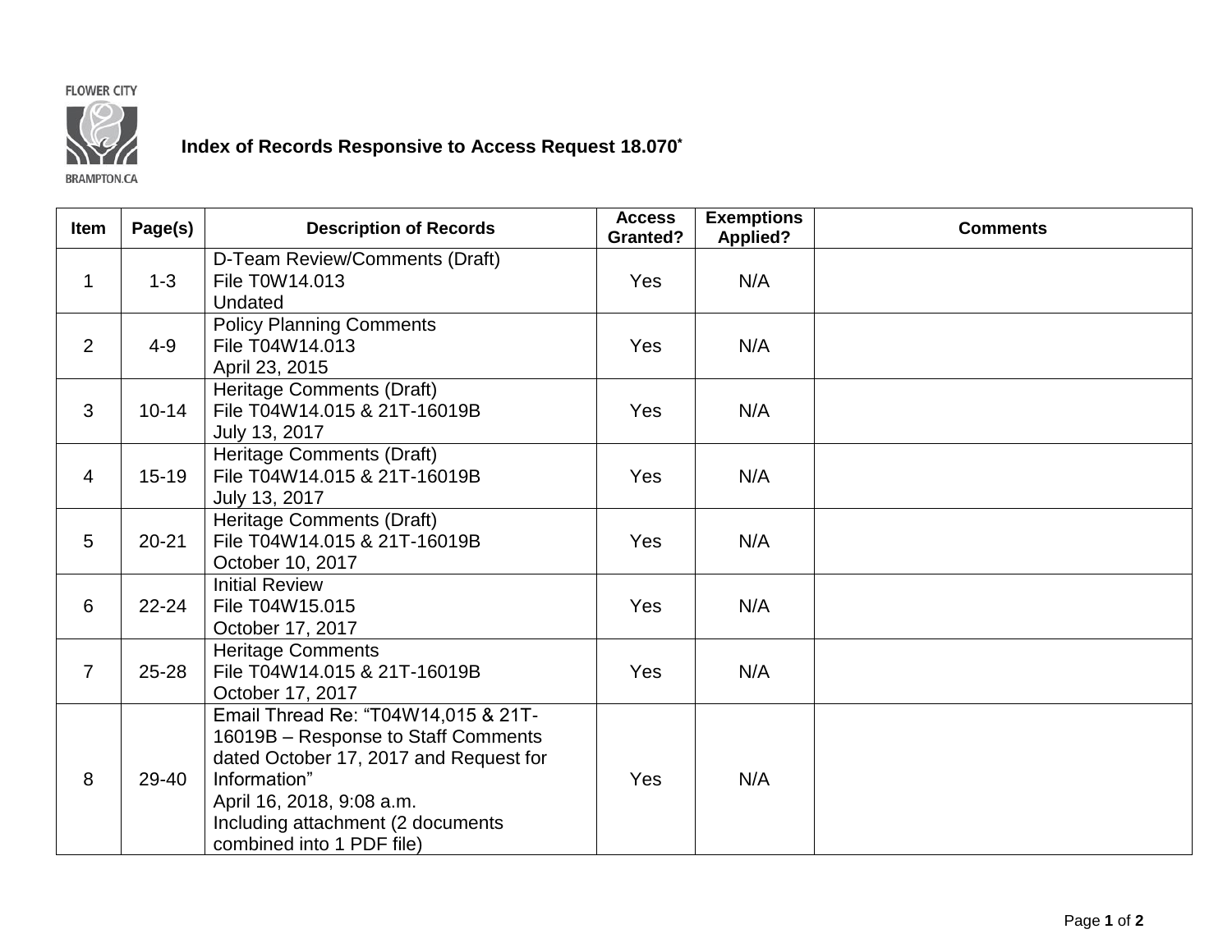FLOWER CITY

BRAMPTON.CA

# Index of Records Responsive to Access Request 18.070*

| Item | Page(s) | Description of Records | Access Granted? | Exemptions Applied? | Comments |
|---|---|---|---|---|---|
| 1 | 1-3 | D-Team Review/Comments (Draft)<br>File T0W14.013<br>Undated | Yes | N/A | |
| 2 | 4-9 | Policy Planning Comments<br>File T04W14.013<br>April 23, 2015 | Yes | N/A | |
| 3 | 10-14 | Heritage Comments (Draft)<br>File T04W14.015 & 21T-16019B<br>July 13, 2017 | Yes | N/A | |
| 4 | 15-19 | Heritage Comments (Draft)<br>File T04W14.015 & 21T-16019B<br>July 13, 2017 | Yes | N/A | |
| 5 | 20-21 | Heritage Comments (Draft)<br>File T04W14.015 & 21T-16019B<br>October 10, 2017 | Yes | N/A | |
| 6 | 22-24 | Initial Review<br>File T04W15.015<br>October 17, 2017 | Yes | N/A | |
| 7 | 25-28 | Heritage Comments<br>File T04W14.015 & 21T-16019B<br>October 17, 2017 | Yes | N/A | |
| 8 | 29-40 | Email Thread Re: "T04W14,015 & 21T-16019B – Response to Staff Comments dated October 17, 2017 and Request for Information"<br>April 16, 2018, 9:08 a.m.<br>Including attachment (2 documents combined into 1 PDF file) | Yes | N/A | |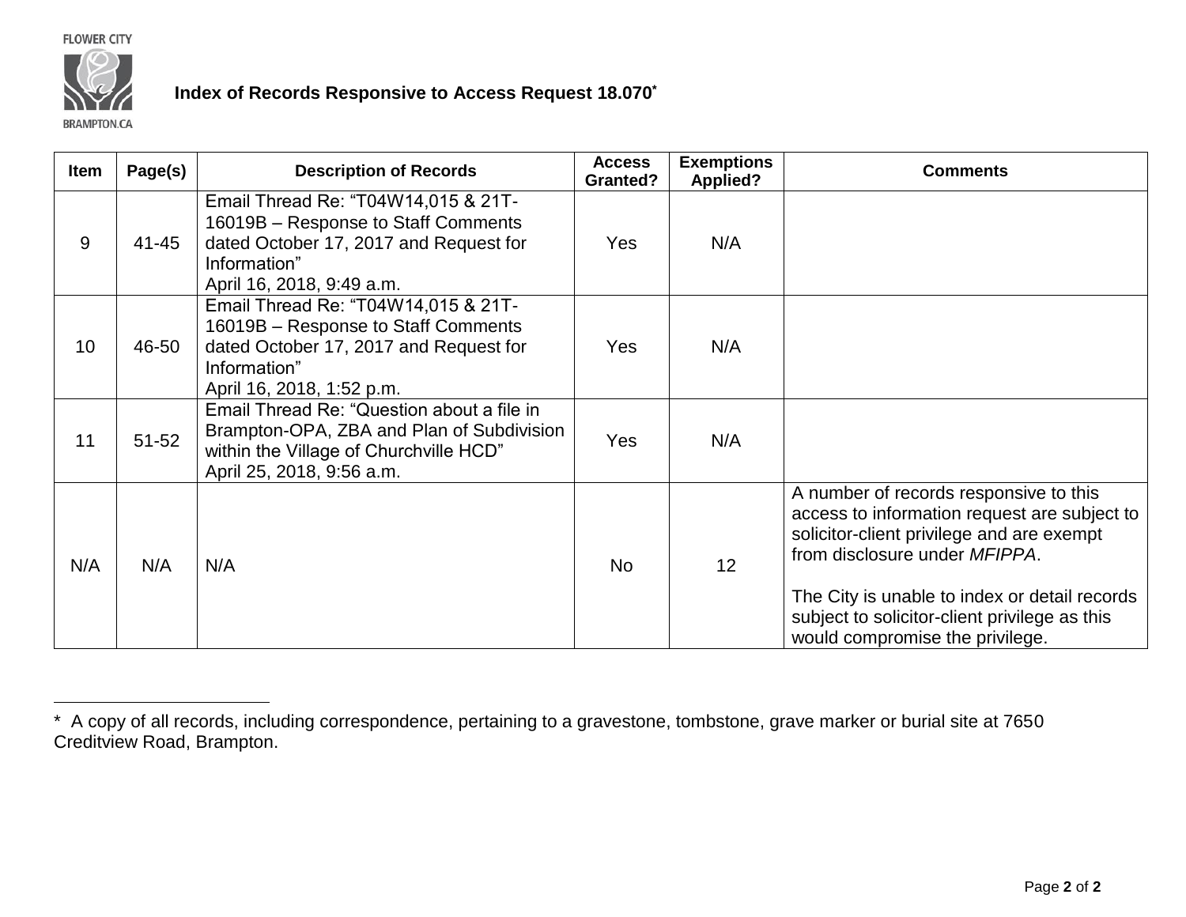FLOWER CITY

BRAMPTON.CA

**Index of Records Responsive to Access Request 18.070***

| Item | Page(s) | Description of Records | Access Granted? | Exemptions Applied? | Comments |
|---|---|---|---|---|---|
| 9 | 41-45 | Email Thread Re: "T04W14,015 & 21T-16019B – Response to Staff Comments dated October 17, 2017 and Request for Information" April 16, 2018, 9:49 a.m. | Yes | N/A | |
| 10 | 46-50 | Email Thread Re: "T04W14,015 & 21T-16019B – Response to Staff Comments dated October 17, 2017 and Request for Information" April 16, 2018, 1:52 p.m. | Yes | N/A | |
| 11 | 51-52 | Email Thread Re: "Question about a file in Brampton-OPA, ZBA and Plan of Subdivision within the Village of Churchville HCD" April 25, 2018, 9:56 a.m. | Yes | N/A | |
| N/A | N/A | N/A | No | 12 | A number of records responsive to this access to information request are subject to solicitor-client privilege and are exempt from disclosure under *MFIPPA*. The City is unable to index or detail records subject to solicitor-client privilege as this would compromise the privilege. |

\* A copy of all records, including correspondence, pertaining to a gravestone, tombstone, grave marker or burial site at 7650 Creditview Road, Brampton.